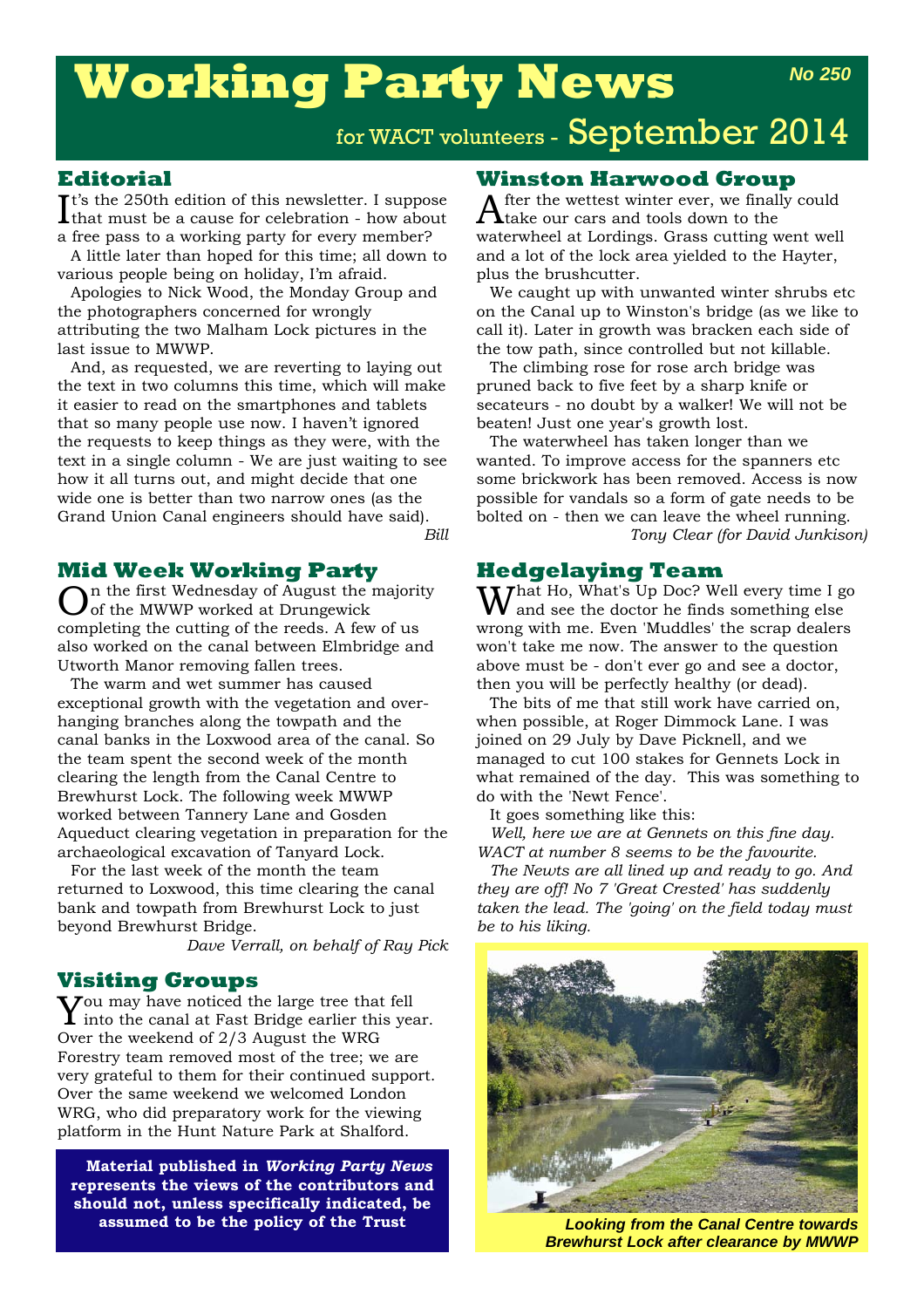# Working Party News

**No 250**

for WACT volunteers - September 2014

## Editorial

It's the 250th edition of this newsletter. I suppose that must be a cause for celebration - how about a free pass to a working party for every member?

A little later than hoped for this time; all down to various people being on holiday, I'm afraid.

Apologies to Nick Wood, the Monday Group and the photographers concerned for wrongly attributing the two Malham Lock pictures in the last issue to MWWP.

And, as requested, we are reverting to laying out the text in two columns this time, which will make it easier to read on the smartphones and tablets that so many people use now. I haven't ignored the requests to keep things as they were, with the text in a single column - We are just waiting to see how it all turns out, and might decide that one wide one is better than two narrow ones (as the Grand Union Canal engineers should have said).

*Bill*

## Mid Week Working Party

On the first Wednesday of August the majority of the MWWP worked at Drungewick completing the cutting of the reeds. A few of us also worked on the canal between Elmbridge and Utworth Manor removing fallen trees.

The warm and wet summer has caused exceptional growth with the vegetation and overhanging branches along the towpath and the canal banks in the Loxwood area of the canal. So the team spent the second week of the month clearing the length from the Canal Centre to Brewhurst Lock. The following week MWWP worked between Tannery Lane and Gosden Aqueduct clearing vegetation in preparation for the archaeological excavation of Tanyard Lock.

For the last week of the month the team returned to Loxwood, this time clearing the canal bank and towpath from Brewhurst Lock to just beyond Brewhurst Bridge.

*Dave Verrall, on behalf of Ray Pick*

## Visiting Groups

You may have noticed the large tree that fell into the canal at Fast Bridge earlier this year. Over the weekend of 2/3 August the WRG Forestry team removed most of the tree; we are very grateful to them for their continued support. Over the same weekend we welcomed London WRG, who did preparatory work for the viewing platform in the Hunt Nature Park at Shalford.

**Material published in *Working Party News* represents the views of the contributors and should not, unless specifically indicated, be assumed to be the policy of the Trust**

## Winston Harwood Group

After the wettest winter ever, we finally could take our cars and tools down to the waterwheel at Lordings. Grass cutting went well and a lot of the lock area yielded to the Hayter, plus the brushcutter.

We caught up with unwanted winter shrubs etc on the Canal up to Winston's bridge (as we like to call it). Later in growth was bracken each side of the tow path, since controlled but not killable.

The climbing rose for rose arch bridge was pruned back to five feet by a sharp knife or secateurs - no doubt by a walker! We will not be beaten! Just one year's growth lost.

The waterwheel has taken longer than we wanted. To improve access for the spanners etc some brickwork has been removed. Access is now possible for vandals so a form of gate needs to be bolted on - then we can leave the wheel running.

*Tony Clear (for David Junkison)*

## Hedgelaying Team

What Ho, What's Up Doc? Well every time I go and see the doctor he finds something else wrong with me. Even 'Muddles' the scrap dealers won't take me now. The answer to the question above must be - don't ever go and see a doctor, then you will be perfectly healthy (or dead).

The bits of me that still work have carried on, when possible, at Roger Dimmock Lane. I was joined on 29 July by Dave Picknell, and we managed to cut 100 stakes for Gennets Lock in what remained of the day. This was something to do with the 'Newt Fence'.

It goes something like this:

*Well, here we are at Gennets on this fine day. WACT at number 8 seems to be the favourite.*

*The Newts are all lined up and ready to go. And they are off! No 7 'Great Crested' has suddenly taken the lead. The 'going' on the field today must be to his liking.*

*Looking from the Canal Centre towards Brewhurst Lock after clearance by MWWP*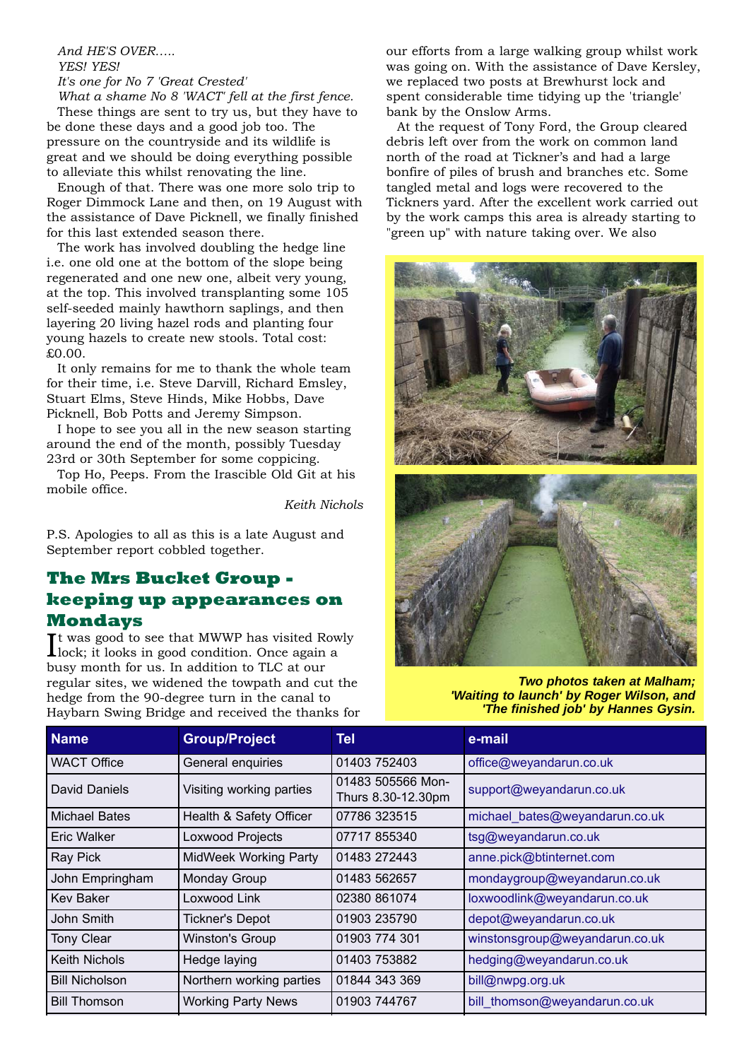*And HE'S OVER.....*
*YES! YES!*
*It's one for No 7 'Great Crested'*
*What a shame No 8 'WACT' fell at the first fence.*

These things are sent to try us, but they have to be done these days and a good job too. The pressure on the countryside and its wildlife is great and we should be doing everything possible to alleviate this whilst renovating the line.

Enough of that. There was one more solo trip to Roger Dimmock Lane and then, on 19 August with the assistance of Dave Picknell, we finally finished for this last extended season there.

The work has involved doubling the hedge line i.e. one old one at the bottom of the slope being regenerated and one new one, albeit very young, at the top. This involved transplanting some 105 self-seeded mainly hawthorn saplings, and then layering 20 living hazel rods and planting four young hazels to create new stools. Total cost: £0.00.

It only remains for me to thank the whole team for their time, i.e. Steve Darvill, Richard Emsley, Stuart Elms, Steve Hinds, Mike Hobbs, Dave Picknell, Bob Potts and Jeremy Simpson.

I hope to see you all in the new season starting around the end of the month, possibly Tuesday 23rd or 30th September for some coppicing.

Top Ho, Peeps. From the Irascible Old Git at his mobile office.

*Keith Nichols*

P.S. Apologies to all as this is a late August and September report cobbled together.

## The Mrs Bucket Group - keeping up appearances on Mondays

It was good to see that MWWP has visited Rowly lock; it looks in good condition. Once again a busy month for us. In addition to TLC at our regular sites, we widened the towpath and cut the hedge from the 90-degree turn in the canal to Haybarn Swing Bridge and received the thanks for our efforts from a large walking group whilst work was going on. With the assistance of Dave Kersley, we replaced two posts at Brewhurst lock and spent considerable time tidying up the 'triangle' bank by the Onslow Arms.

At the request of Tony Ford, the Group cleared debris left over from the work on common land north of the road at Tickner's and had a large bonfire of piles of brush and branches etc. Some tangled metal and logs were recovered to the Tickners yard. After the excellent work carried out by the work camps this area is already starting to "green up" with nature taking over. We also

***Two photos taken at Malham; 'Waiting to launch' by Roger Wilson, and 'The finished job' by Hannes Gysin.***

| Name | Group/Project | Tel | e-mail |
|---|---|---|---|
| WACT Office | General enquiries | 01403 752403 | office@weyandarun.co.uk |
| David Daniels | Visiting working parties | 01483 505566 Mon-Thurs 8.30-12.30pm | support@weyandarun.co.uk |
| Michael Bates | Health & Safety Officer | 07786 323515 | michael_bates@weyandarun.co.uk |
| Eric Walker | Loxwood Projects | 07717 855340 | tsg@weyandarun.co.uk |
| Ray Pick | MidWeek Working Party | 01483 272443 | anne.pick@btinternet.com |
| John Empringham | Monday Group | 01483 562657 | mondaygroup@weyandarun.co.uk |
| Kev Baker | Loxwood Link | 02380 861074 | loxwoodlink@weyandarun.co.uk |
| John Smith | Tickner's Depot | 01903 235790 | depot@weyandarun.co.uk |
| Tony Clear | Winston's Group | 01903 774 301 | winstonsgroup@weyandarun.co.uk |
| Keith Nichols | Hedge laying | 01403 753882 | hedging@weyandarun.co.uk |
| Bill Nicholson | Northern working parties | 01844 343 369 | bill@nwpg.org.uk |
| Bill Thomson | Working Party News | 01903 744767 | bill_thomson@weyandarun.co.uk |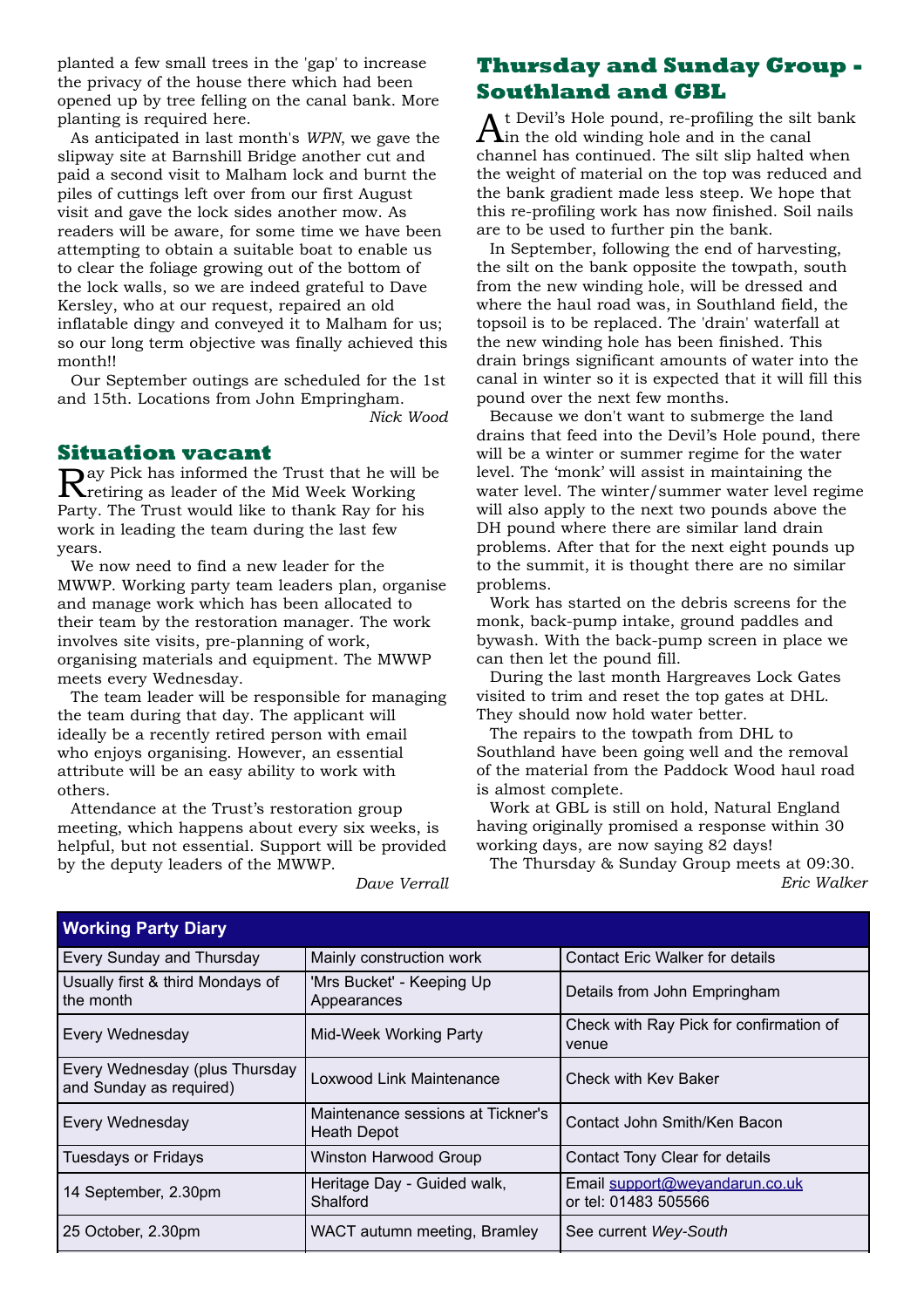planted a few small trees in the 'gap' to increase the privacy of the house there which had been opened up by tree felling on the canal bank. More planting is required here.

As anticipated in last month's *WPN*, we gave the slipway site at Barnshill Bridge another cut and paid a second visit to Malham lock and burnt the piles of cuttings left over from our first August visit and gave the lock sides another mow. As readers will be aware, for some time we have been attempting to obtain a suitable boat to enable us to clear the foliage growing out of the bottom of the lock walls, so we are indeed grateful to Dave Kersley, who at our request, repaired an old inflatable dingy and conveyed it to Malham for us; so our long term objective was finally achieved this month!!

Our September outings are scheduled for the 1st and 15th. Locations from John Empringham.

*Nick Wood*

## Situation vacant

Ray Pick has informed the Trust that he will be retiring as leader of the Mid Week Working Party. The Trust would like to thank Ray for his work in leading the team during the last few years.

We now need to find a new leader for the MWWP. Working party team leaders plan, organise and manage work which has been allocated to their team by the restoration manager. The work involves site visits, pre-planning of work, organising materials and equipment. The MWWP meets every Wednesday.

The team leader will be responsible for managing the team during that day. The applicant will ideally be a recently retired person with email who enjoys organising. However, an essential attribute will be an easy ability to work with others.

Attendance at the Trust's restoration group meeting, which happens about every six weeks, is helpful, but not essential. Support will be provided by the deputy leaders of the MWWP.

*Dave Verrall*

## Thursday and Sunday Group - Southland and GBL

At Devil's Hole pound, re-profiling the silt bank in the old winding hole and in the canal channel has continued. The silt slip halted when the weight of material on the top was reduced and the bank gradient made less steep. We hope that this re-profiling work has now finished. Soil nails are to be used to further pin the bank.

In September, following the end of harvesting, the silt on the bank opposite the towpath, south from the new winding hole, will be dressed and where the haul road was, in Southland field, the topsoil is to be replaced. The 'drain' waterfall at the new winding hole has been finished. This drain brings significant amounts of water into the canal in winter so it is expected that it will fill this pound over the next few months.

Because we don't want to submerge the land drains that feed into the Devil's Hole pound, there will be a winter or summer regime for the water level. The 'monk' will assist in maintaining the water level. The winter/summer water level regime will also apply to the next two pounds above the DH pound where there are similar land drain problems. After that for the next eight pounds up to the summit, it is thought there are no similar problems.

Work has started on the debris screens for the monk, back-pump intake, ground paddles and bywash. With the back-pump screen in place we can then let the pound fill.

During the last month Hargreaves Lock Gates visited to trim and reset the top gates at DHL. They should now hold water better.

The repairs to the towpath from DHL to Southland have been going well and the removal of the material from the Paddock Wood haul road is almost complete.

Work at GBL is still on hold, Natural England having originally promised a response within 30 working days, are now saying 82 days!

The Thursday & Sunday Group meets at 09:30.

*Eric Walker*

| Working Party Diary | | |
|---|---|---|
| Every Sunday and Thursday | Mainly construction work | Contact Eric Walker for details |
| Usually first & third Mondays of the month | 'Mrs Bucket' - Keeping Up Appearances | Details from John Empringham |
| Every Wednesday | Mid-Week Working Party | Check with Ray Pick for confirmation of venue |
| Every Wednesday (plus Thursday and Sunday as required) | Loxwood Link Maintenance | Check with Kev Baker |
| Every Wednesday | Maintenance sessions at Tickner's Heath Depot | Contact John Smith/Ken Bacon |
| Tuesdays or Fridays | Winston Harwood Group | Contact Tony Clear for details |
| 14 September, 2.30pm | Heritage Day - Guided walk, Shalford | Email support@weyandarun.co.uk or tel: 01483 505566 |
| 25 October, 2.30pm | WACT autumn meeting, Bramley | See current *Wey-South* |